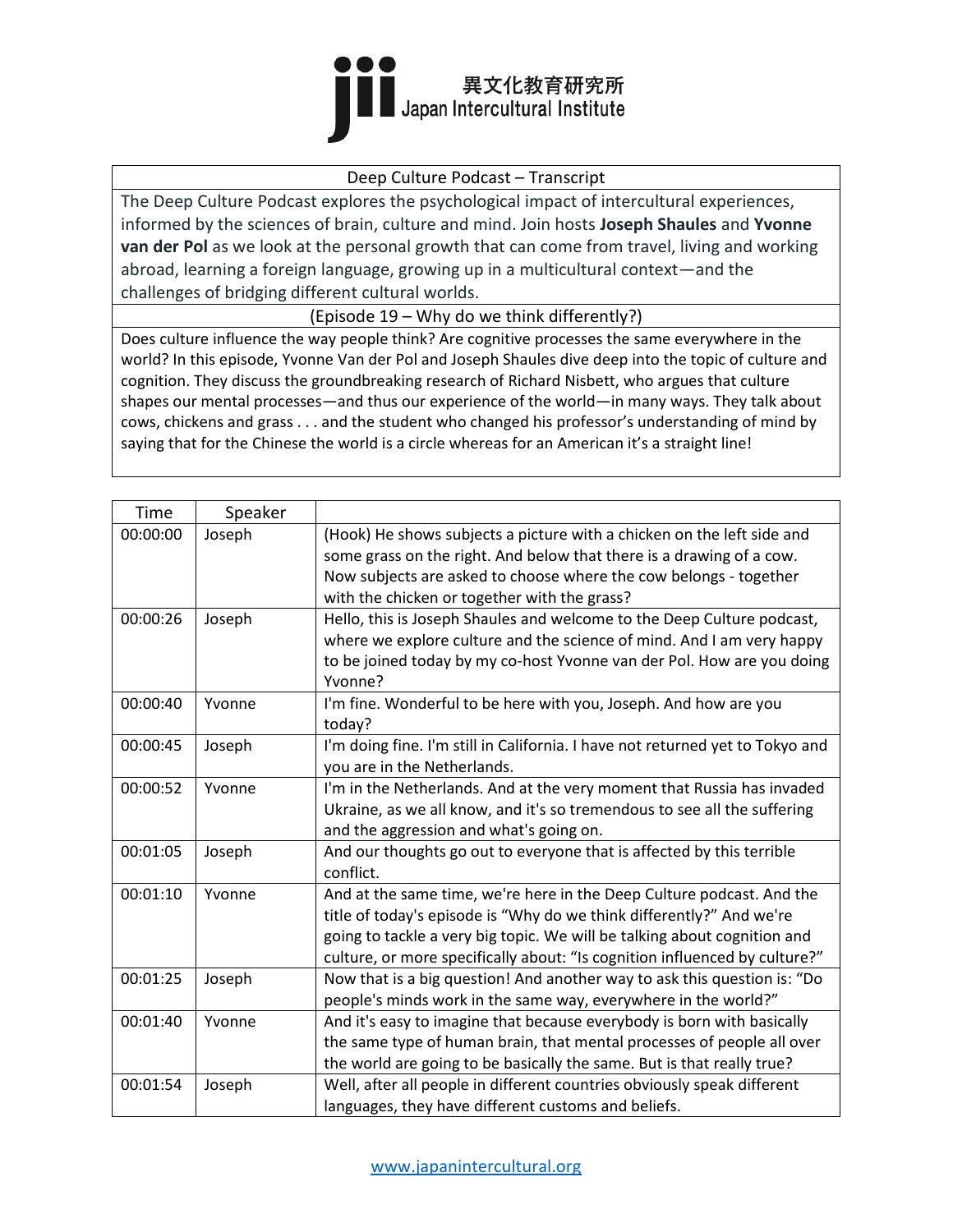異文化教育研究所
Japan Intercultural Institute

| Deep Culture Podcast – Transcript |
|---|
| The Deep Culture Podcast explores the psychological impact of intercultural experiences, informed by the sciences of brain, culture and mind. Join hosts **Joseph Shaules** and **Yvonne van der Pol** as we look at the personal growth that can come from travel, living and working abroad, learning a foreign language, growing up in a multicultural context—and the challenges of bridging different cultural worlds. |
| (Episode 19 – Why do we think differently?) |
| Does culture influence the way people think? Are cognitive processes the same everywhere in the world? In this episode, Yvonne Van der Pol and Joseph Shaules dive deep into the topic of culture and cognition. They discuss the groundbreaking research of Richard Nisbett, who argues that culture shapes our mental processes—and thus our experience of the world—in many ways. They talk about cows, chickens and grass . . . and the student who changed his professor's understanding of mind by saying that for the Chinese the world is a circle whereas for an American it's a straight line! |

| Time | Speaker | |
|---|---|---|
| 00:00:00 | Joseph | (Hook) He shows subjects a picture with a chicken on the left side and some grass on the right. And below that there is a drawing of a cow. Now subjects are asked to choose where the cow belongs - together with the chicken or together with the grass? |
| 00:00:26 | Joseph | Hello, this is Joseph Shaules and welcome to the Deep Culture podcast, where we explore culture and the science of mind. And I am very happy to be joined today by my co-host Yvonne van der Pol. How are you doing Yvonne? |
| 00:00:40 | Yvonne | I'm fine. Wonderful to be here with you, Joseph. And how are you today? |
| 00:00:45 | Joseph | I'm doing fine. I'm still in California. I have not returned yet to Tokyo and you are in the Netherlands. |
| 00:00:52 | Yvonne | I'm in the Netherlands. And at the very moment that Russia has invaded Ukraine, as we all know, and it's so tremendous to see all the suffering and the aggression and what's going on. |
| 00:01:05 | Joseph | And our thoughts go out to everyone that is affected by this terrible conflict. |
| 00:01:10 | Yvonne | And at the same time, we're here in the Deep Culture podcast. And the title of today's episode is "Why do we think differently?" And we're going to tackle a very big topic. We will be talking about cognition and culture, or more specifically about: "Is cognition influenced by culture?" |
| 00:01:25 | Joseph | Now that is a big question! And another way to ask this question is: "Do people's minds work in the same way, everywhere in the world?" |
| 00:01:40 | Yvonne | And it's easy to imagine that because everybody is born with basically the same type of human brain, that mental processes of people all over the world are going to be basically the same. But is that really true? |
| 00:01:54 | Joseph | Well, after all people in different countries obviously speak different languages, they have different customs and beliefs. |

www.japanintercultural.org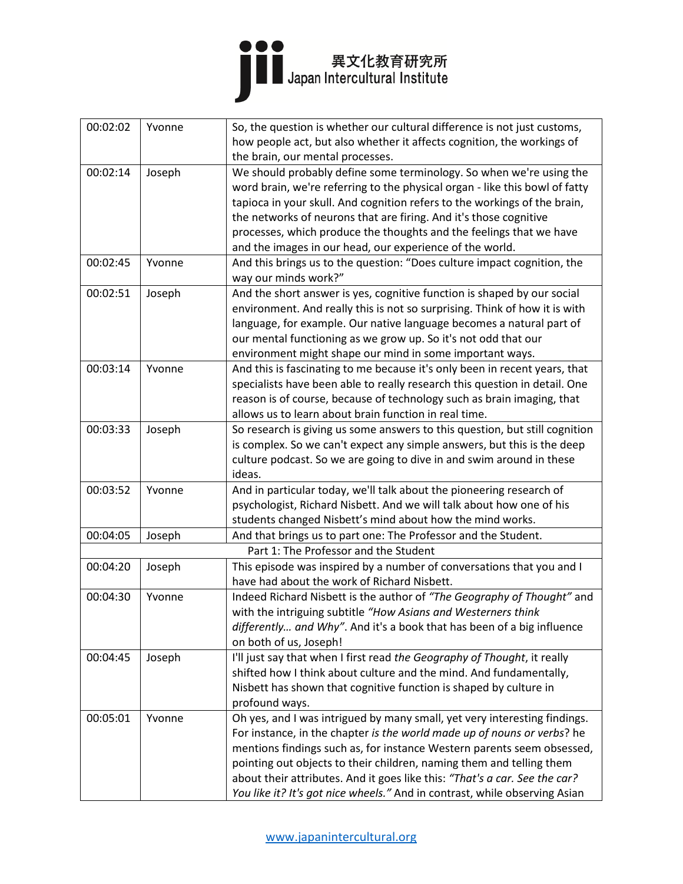| 00:02:02 | Yvonne | So, the question is whether our cultural difference is not just customs, how people act, but also whether it affects cognition, the workings of the brain, our mental processes. |
|---|---|---|
| 00:02:14 | Joseph | We should probably define some terminology. So when we're using the word brain, we're referring to the physical organ - like this bowl of fatty tapioca in your skull. And cognition refers to the workings of the brain, the networks of neurons that are firing. And it's those cognitive processes, which produce the thoughts and the feelings that we have and the images in our head, our experience of the world. |
| 00:02:45 | Yvonne | And this brings us to the question: "Does culture impact cognition, the way our minds work?" |
| 00:02:51 | Joseph | And the short answer is yes, cognitive function is shaped by our social environment. And really this is not so surprising. Think of how it is with language, for example. Our native language becomes a natural part of our mental functioning as we grow up. So it's not odd that our environment might shape our mind in some important ways. |
| 00:03:14 | Yvonne | And this is fascinating to me because it's only been in recent years, that specialists have been able to really research this question in detail. One reason is of course, because of technology such as brain imaging, that allows us to learn about brain function in real time. |
| 00:03:33 | Joseph | So research is giving us some answers to this question, but still cognition is complex. So we can't expect any simple answers, but this is the deep culture podcast. So we are going to dive in and swim around in these ideas. |
| 00:03:52 | Yvonne | And in particular today, we'll talk about the pioneering research of psychologist, Richard Nisbett. And we will talk about how one of his students changed Nisbett's mind about how the mind works. |
| 00:04:05 | Joseph | And that brings us to part one: The Professor and the Student. |
| | | Part 1: The Professor and the Student |
| 00:04:20 | Joseph | This episode was inspired by a number of conversations that you and I have had about the work of Richard Nisbett. |
| 00:04:30 | Yvonne | Indeed Richard Nisbett is the author of *"The Geography of Thought"* and with the intriguing subtitle *"How Asians and Westerners think differently… and Why"*. And it's a book that has been of a big influence on both of us, Joseph! |
| 00:04:45 | Joseph | I'll just say that when I first read *the Geography of Thought*, it really shifted how I think about culture and the mind. And fundamentally, Nisbett has shown that cognitive function is shaped by culture in profound ways. |
| 00:05:01 | Yvonne | Oh yes, and I was intrigued by many small, yet very interesting findings. For instance, in the chapter *is the world made up of nouns or verbs*? he mentions findings such as, for instance Western parents seem obsessed, pointing out objects to their children, naming them and telling them about their attributes. And it goes like this: *"That's a car. See the car? You like it? It's got nice wheels."* And in contrast, while observing Asian |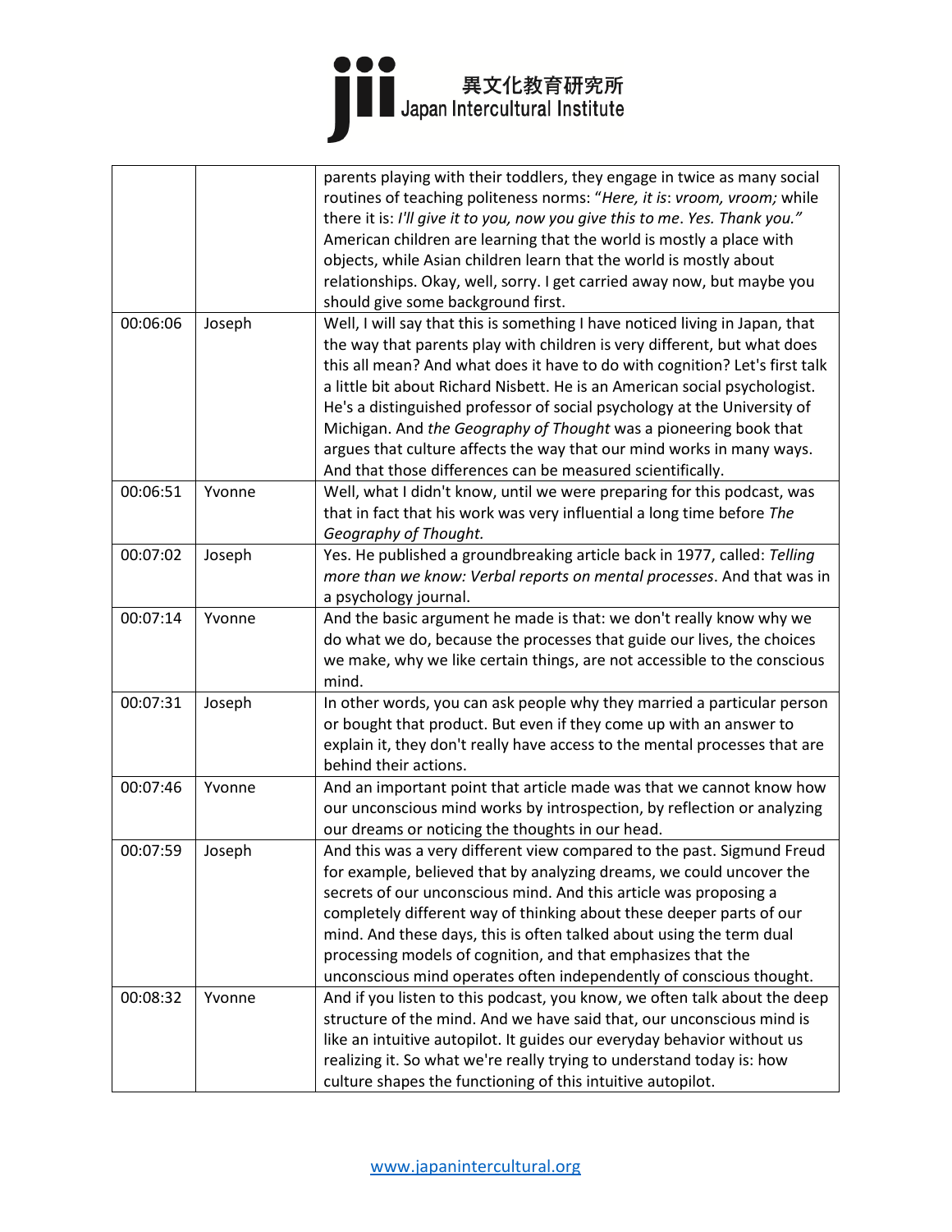|  |  |  |
| --- | --- | --- |
|  |  | parents playing with their toddlers, they engage in twice as many social routines of teaching politeness norms: "*Here, it is*: *vroom, vroom;* while there it is: *I'll give it to you, now you give this to me*. *Yes. Thank you."* American children are learning that the world is mostly a place with objects, while Asian children learn that the world is mostly about relationships. Okay, well, sorry. I get carried away now, but maybe you should give some background first. |
| 00:06:06 | Joseph | Well, I will say that this is something I have noticed living in Japan, that the way that parents play with children is very different, but what does this all mean? And what does it have to do with cognition? Let's first talk a little bit about Richard Nisbett. He is an American social psychologist. He's a distinguished professor of social psychology at the University of Michigan. And *the Geography of Thought* was a pioneering book that argues that culture affects the way that our mind works in many ways. And that those differences can be measured scientifically. |
| 00:06:51 | Yvonne | Well, what I didn't know, until we were preparing for this podcast, was that in fact that his work was very influential a long time before *The Geography of Thought.* |
| 00:07:02 | Joseph | Yes. He published a groundbreaking article back in 1977, called: *Telling more than we know: Verbal reports on mental processes*. And that was in a psychology journal. |
| 00:07:14 | Yvonne | And the basic argument he made is that: we don't really know why we do what we do, because the processes that guide our lives, the choices we make, why we like certain things, are not accessible to the conscious mind. |
| 00:07:31 | Joseph | In other words, you can ask people why they married a particular person or bought that product. But even if they come up with an answer to explain it, they don't really have access to the mental processes that are behind their actions. |
| 00:07:46 | Yvonne | And an important point that article made was that we cannot know how our unconscious mind works by introspection, by reflection or analyzing our dreams or noticing the thoughts in our head. |
| 00:07:59 | Joseph | And this was a very different view compared to the past. Sigmund Freud for example, believed that by analyzing dreams, we could uncover the secrets of our unconscious mind. And this article was proposing a completely different way of thinking about these deeper parts of our mind. And these days, this is often talked about using the term dual processing models of cognition, and that emphasizes that the unconscious mind operates often independently of conscious thought. |
| 00:08:32 | Yvonne | And if you listen to this podcast, you know, we often talk about the deep structure of the mind. And we have said that, our unconscious mind is like an intuitive autopilot. It guides our everyday behavior without us realizing it. So what we're really trying to understand today is: how culture shapes the functioning of this intuitive autopilot. |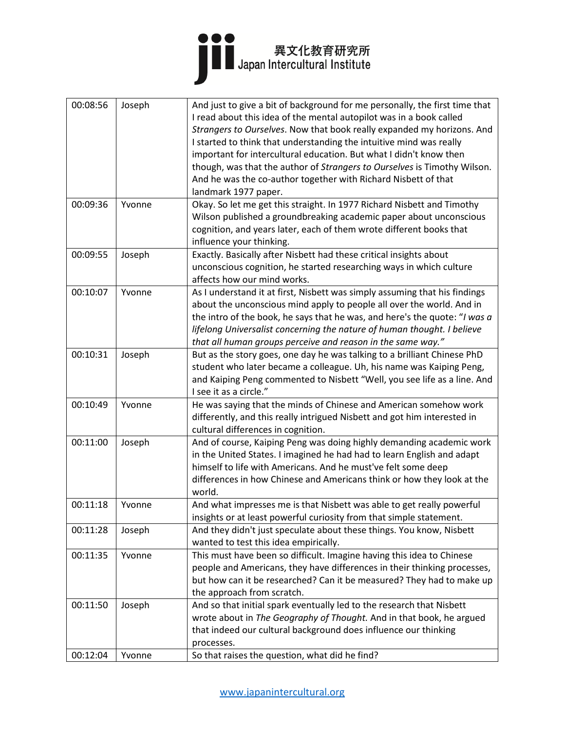| 00:08:56 | Joseph | And just to give a bit of background for me personally, the first time that I read about this idea of the mental autopilot was in a book called *Strangers to Ourselves*. Now that book really expanded my horizons. And I started to think that understanding the intuitive mind was really important for intercultural education. But what I didn't know then though, was that the author of *Strangers to Ourselves* is Timothy Wilson. And he was the co-author together with Richard Nisbett of that landmark 1977 paper. |
|---|---|---|
| 00:09:36 | Yvonne | Okay. So let me get this straight. In 1977 Richard Nisbett and Timothy Wilson published a groundbreaking academic paper about unconscious cognition, and years later, each of them wrote different books that influence your thinking. |
| 00:09:55 | Joseph | Exactly. Basically after Nisbett had these critical insights about unconscious cognition, he started researching ways in which culture affects how our mind works. |
| 00:10:07 | Yvonne | As I understand it at first, Nisbett was simply assuming that his findings about the unconscious mind apply to people all over the world. And in the intro of the book, he says that he was, and here's the quote: "*I was a lifelong Universalist concerning the nature of human thought. I believe that all human groups perceive and reason in the same way.*" |
| 00:10:31 | Joseph | But as the story goes, one day he was talking to a brilliant Chinese PhD student who later became a colleague. Uh, his name was Kaiping Peng, and Kaiping Peng commented to Nisbett "Well, you see life as a line. And I see it as a circle." |
| 00:10:49 | Yvonne | He was saying that the minds of Chinese and American somehow work differently, and this really intrigued Nisbett and got him interested in cultural differences in cognition. |
| 00:11:00 | Joseph | And of course, Kaiping Peng was doing highly demanding academic work in the United States. I imagined he had had to learn English and adapt himself to life with Americans. And he must've felt some deep differences in how Chinese and Americans think or how they look at the world. |
| 00:11:18 | Yvonne | And what impresses me is that Nisbett was able to get really powerful insights or at least powerful curiosity from that simple statement. |
| 00:11:28 | Joseph | And they didn't just speculate about these things. You know, Nisbett wanted to test this idea empirically. |
| 00:11:35 | Yvonne | This must have been so difficult. Imagine having this idea to Chinese people and Americans, they have differences in their thinking processes, but how can it be researched? Can it be measured? They had to make up the approach from scratch. |
| 00:11:50 | Joseph | And so that initial spark eventually led to the research that Nisbett wrote about in *The Geography of Thought.* And in that book, he argued that indeed our cultural background does influence our thinking processes. |
| 00:12:04 | Yvonne | So that raises the question, what did he find? |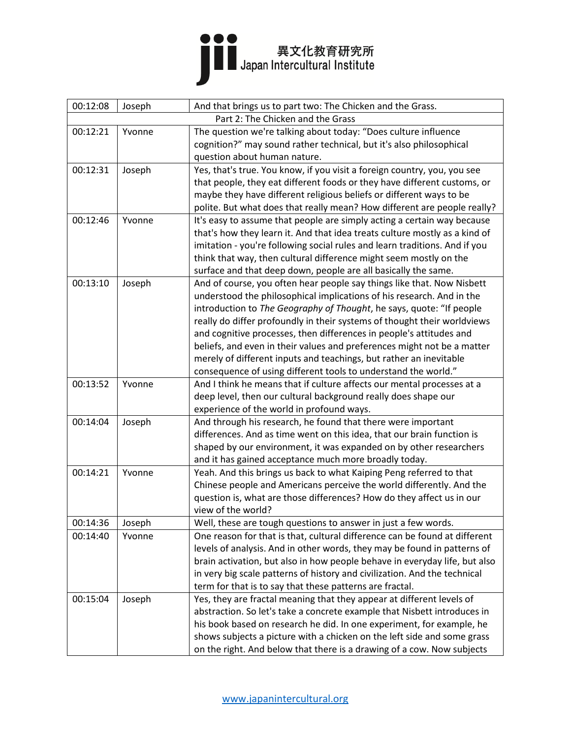| 00:12:08 | Joseph | And that brings us to part two: The Chicken and the Grass. |
|---|---|---|
| | | Part 2: The Chicken and the Grass |
| 00:12:21 | Yvonne | The question we're talking about today: "Does culture influence cognition?" may sound rather technical, but it's also philosophical question about human nature. |
| 00:12:31 | Joseph | Yes, that's true. You know, if you visit a foreign country, you, you see that people, they eat different foods or they have different customs, or maybe they have different religious beliefs or different ways to be polite. But what does that really mean? How different are people really? |
| 00:12:46 | Yvonne | It's easy to assume that people are simply acting a certain way because that's how they learn it. And that idea treats culture mostly as a kind of imitation - you're following social rules and learn traditions. And if you think that way, then cultural difference might seem mostly on the surface and that deep down, people are all basically the same. |
| 00:13:10 | Joseph | And of course, you often hear people say things like that. Now Nisbett understood the philosophical implications of his research. And in the introduction to *The Geography of Thought*, he says, quote: "If people really do differ profoundly in their systems of thought their worldviews and cognitive processes, then differences in people's attitudes and beliefs, and even in their values and preferences might not be a matter merely of different inputs and teachings, but rather an inevitable consequence of using different tools to understand the world." |
| 00:13:52 | Yvonne | And I think he means that if culture affects our mental processes at a deep level, then our cultural background really does shape our experience of the world in profound ways. |
| 00:14:04 | Joseph | And through his research, he found that there were important differences. And as time went on this idea, that our brain function is shaped by our environment, it was expanded on by other researchers and it has gained acceptance much more broadly today. |
| 00:14:21 | Yvonne | Yeah. And this brings us back to what Kaiping Peng referred to that Chinese people and Americans perceive the world differently. And the question is, what are those differences? How do they affect us in our view of the world? |
| 00:14:36 | Joseph | Well, these are tough questions to answer in just a few words. |
| 00:14:40 | Yvonne | One reason for that is that, cultural difference can be found at different levels of analysis. And in other words, they may be found in patterns of brain activation, but also in how people behave in everyday life, but also in very big scale patterns of history and civilization. And the technical term for that is to say that these patterns are fractal. |
| 00:15:04 | Joseph | Yes, they are fractal meaning that they appear at different levels of abstraction. So let's take a concrete example that Nisbett introduces in his book based on research he did. In one experiment, for example, he shows subjects a picture with a chicken on the left side and some grass on the right. And below that there is a drawing of a cow. Now subjects |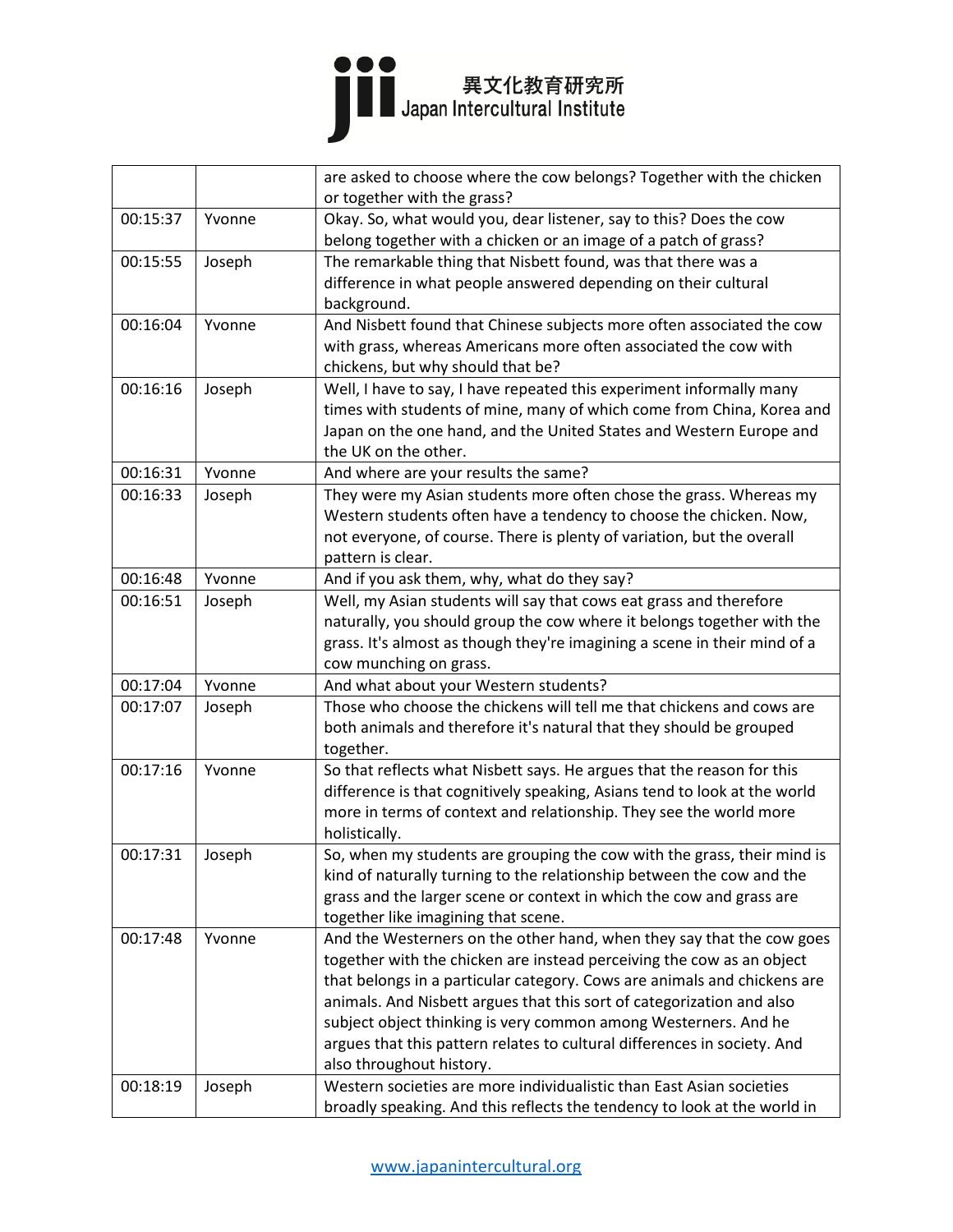| | | are asked to choose where the cow belongs? Together with the chicken or together with the grass? |
|---|---|---|
| 00:15:37 | Yvonne | Okay. So, what would you, dear listener, say to this? Does the cow belong together with a chicken or an image of a patch of grass? |
| 00:15:55 | Joseph | The remarkable thing that Nisbett found, was that there was a difference in what people answered depending on their cultural background. |
| 00:16:04 | Yvonne | And Nisbett found that Chinese subjects more often associated the cow with grass, whereas Americans more often associated the cow with chickens, but why should that be? |
| 00:16:16 | Joseph | Well, I have to say, I have repeated this experiment informally many times with students of mine, many of which come from China, Korea and Japan on the one hand, and the United States and Western Europe and the UK on the other. |
| 00:16:31 | Yvonne | And where are your results the same? |
| 00:16:33 | Joseph | They were my Asian students more often chose the grass. Whereas my Western students often have a tendency to choose the chicken. Now, not everyone, of course. There is plenty of variation, but the overall pattern is clear. |
| 00:16:48 | Yvonne | And if you ask them, why, what do they say? |
| 00:16:51 | Joseph | Well, my Asian students will say that cows eat grass and therefore naturally, you should group the cow where it belongs together with the grass. It's almost as though they're imagining a scene in their mind of a cow munching on grass. |
| 00:17:04 | Yvonne | And what about your Western students? |
| 00:17:07 | Joseph | Those who choose the chickens will tell me that chickens and cows are both animals and therefore it's natural that they should be grouped together. |
| 00:17:16 | Yvonne | So that reflects what Nisbett says. He argues that the reason for this difference is that cognitively speaking, Asians tend to look at the world more in terms of context and relationship. They see the world more holistically. |
| 00:17:31 | Joseph | So, when my students are grouping the cow with the grass, their mind is kind of naturally turning to the relationship between the cow and the grass and the larger scene or context in which the cow and grass are together like imagining that scene. |
| 00:17:48 | Yvonne | And the Westerners on the other hand, when they say that the cow goes together with the chicken are instead perceiving the cow as an object that belongs in a particular category. Cows are animals and chickens are animals. And Nisbett argues that this sort of categorization and also subject object thinking is very common among Westerners. And he argues that this pattern relates to cultural differences in society. And also throughout history. |
| 00:18:19 | Joseph | Western societies are more individualistic than East Asian societies broadly speaking. And this reflects the tendency to look at the world in |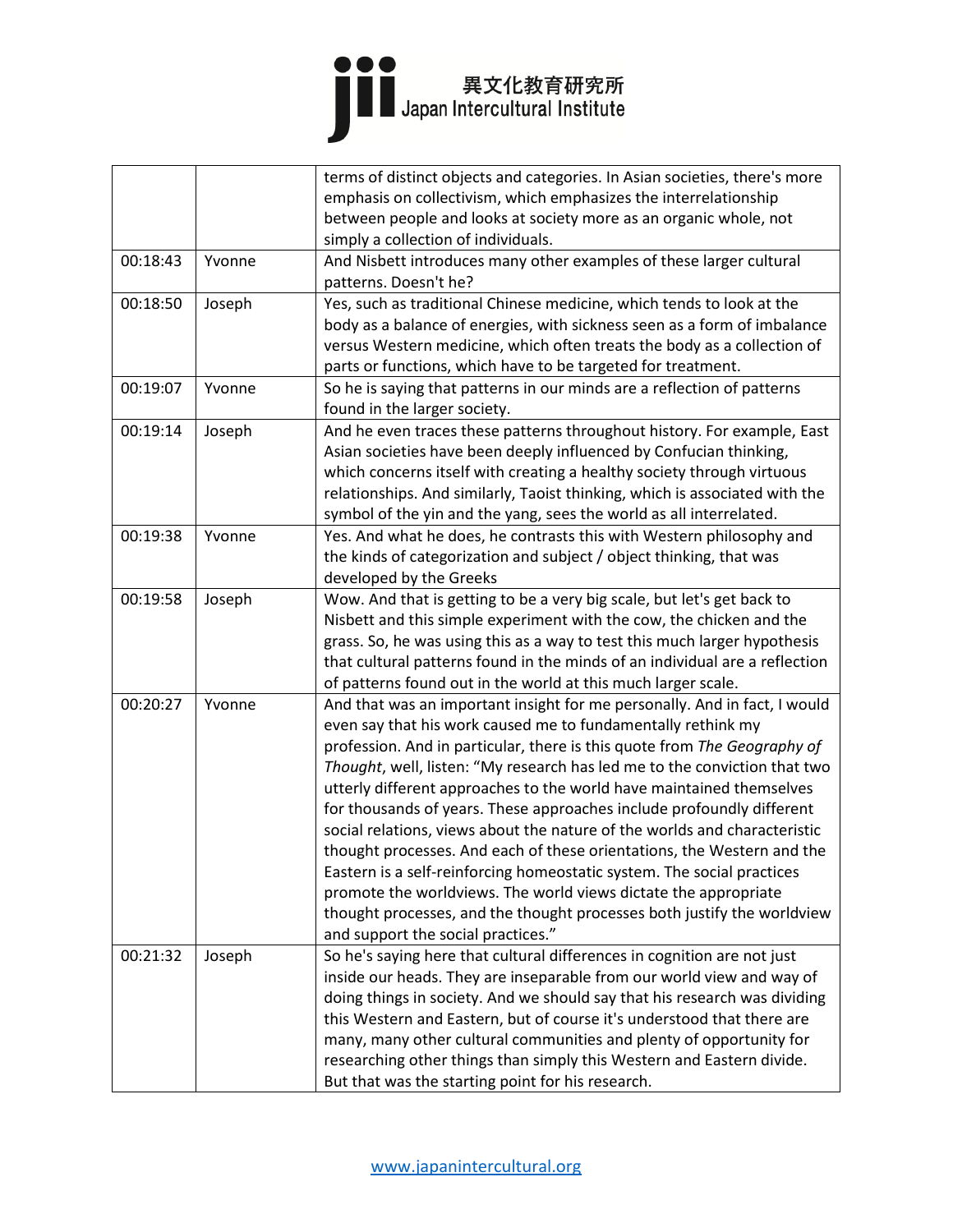|  |  | terms of distinct objects and categories. In Asian societies, there's more emphasis on collectivism, which emphasizes the interrelationship between people and looks at society more as an organic whole, not simply a collection of individuals. |
|---|---|---|
| 00:18:43 | Yvonne | And Nisbett introduces many other examples of these larger cultural patterns. Doesn't he? |
| 00:18:50 | Joseph | Yes, such as traditional Chinese medicine, which tends to look at the body as a balance of energies, with sickness seen as a form of imbalance versus Western medicine, which often treats the body as a collection of parts or functions, which have to be targeted for treatment. |
| 00:19:07 | Yvonne | So he is saying that patterns in our minds are a reflection of patterns found in the larger society. |
| 00:19:14 | Joseph | And he even traces these patterns throughout history. For example, East Asian societies have been deeply influenced by Confucian thinking, which concerns itself with creating a healthy society through virtuous relationships. And similarly, Taoist thinking, which is associated with the symbol of the yin and the yang, sees the world as all interrelated. |
| 00:19:38 | Yvonne | Yes. And what he does, he contrasts this with Western philosophy and the kinds of categorization and subject / object thinking, that was developed by the Greeks |
| 00:19:58 | Joseph | Wow. And that is getting to be a very big scale, but let's get back to Nisbett and this simple experiment with the cow, the chicken and the grass. So, he was using this as a way to test this much larger hypothesis that cultural patterns found in the minds of an individual are a reflection of patterns found out in the world at this much larger scale. |
| 00:20:27 | Yvonne | And that was an important insight for me personally. And in fact, I would even say that his work caused me to fundamentally rethink my profession. And in particular, there is this quote from *The Geography of Thought*, well, listen: "My research has led me to the conviction that two utterly different approaches to the world have maintained themselves for thousands of years. These approaches include profoundly different social relations, views about the nature of the worlds and characteristic thought processes. And each of these orientations, the Western and the Eastern is a self-reinforcing homeostatic system. The social practices promote the worldviews. The world views dictate the appropriate thought processes, and the thought processes both justify the worldview and support the social practices." |
| 00:21:32 | Joseph | So he's saying here that cultural differences in cognition are not just inside our heads. They are inseparable from our world view and way of doing things in society. And we should say that his research was dividing this Western and Eastern, but of course it's understood that there are many, many other cultural communities and plenty of opportunity for researching other things than simply this Western and Eastern divide. But that was the starting point for his research. |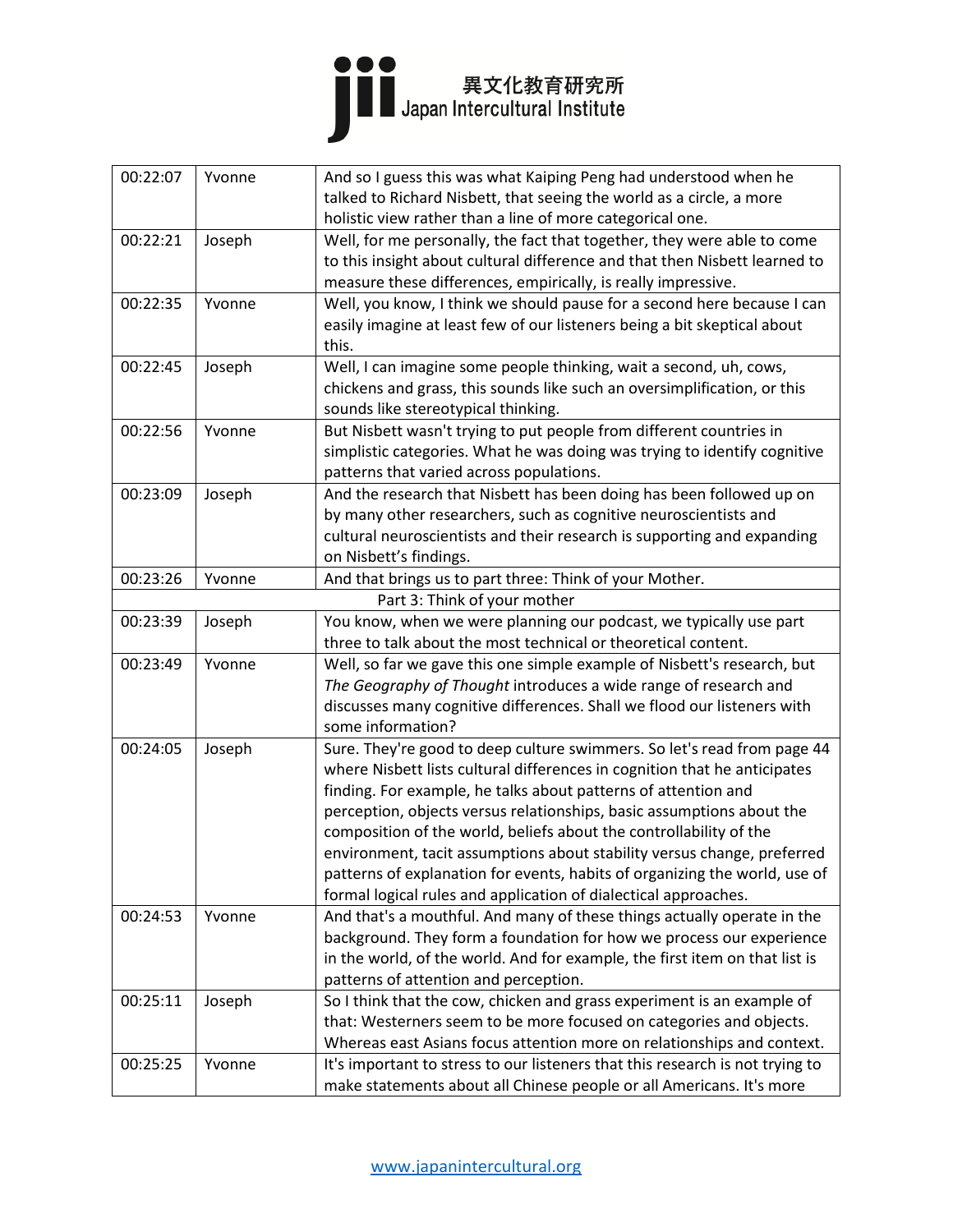| | | |
|---|---|---|
| 00:22:07 | Yvonne | And so I guess this was what Kaiping Peng had understood when he talked to Richard Nisbett, that seeing the world as a circle, a more holistic view rather than a line of more categorical one. |
| 00:22:21 | Joseph | Well, for me personally, the fact that together, they were able to come to this insight about cultural difference and that then Nisbett learned to measure these differences, empirically, is really impressive. |
| 00:22:35 | Yvonne | Well, you know, I think we should pause for a second here because I can easily imagine at least few of our listeners being a bit skeptical about this. |
| 00:22:45 | Joseph | Well, I can imagine some people thinking, wait a second, uh, cows, chickens and grass, this sounds like such an oversimplification, or this sounds like stereotypical thinking. |
| 00:22:56 | Yvonne | But Nisbett wasn't trying to put people from different countries in simplistic categories. What he was doing was trying to identify cognitive patterns that varied across populations. |
| 00:23:09 | Joseph | And the research that Nisbett has been doing has been followed up on by many other researchers, such as cognitive neuroscientists and cultural neuroscientists and their research is supporting and expanding on Nisbett's findings. |
| 00:23:26 | Yvonne | And that brings us to part three: Think of your Mother. |
| | | **Part 3: Think of your mother** |
| 00:23:39 | Joseph | You know, when we were planning our podcast, we typically use part three to talk about the most technical or theoretical content. |
| 00:23:49 | Yvonne | Well, so far we gave this one simple example of Nisbett's research, but *The Geography of Thought* introduces a wide range of research and discusses many cognitive differences. Shall we flood our listeners with some information? |
| 00:24:05 | Joseph | Sure. They're good to deep culture swimmers. So let's read from page 44 where Nisbett lists cultural differences in cognition that he anticipates finding. For example, he talks about patterns of attention and perception, objects versus relationships, basic assumptions about the composition of the world, beliefs about the controllability of the environment, tacit assumptions about stability versus change, preferred patterns of explanation for events, habits of organizing the world, use of formal logical rules and application of dialectical approaches. |
| 00:24:53 | Yvonne | And that's a mouthful. And many of these things actually operate in the background. They form a foundation for how we process our experience in the world, of the world. And for example, the first item on that list is patterns of attention and perception. |
| 00:25:11 | Joseph | So I think that the cow, chicken and grass experiment is an example of that: Westerners seem to be more focused on categories and objects. Whereas east Asians focus attention more on relationships and context. |
| 00:25:25 | Yvonne | It's important to stress to our listeners that this research is not trying to make statements about all Chinese people or all Americans. It's more |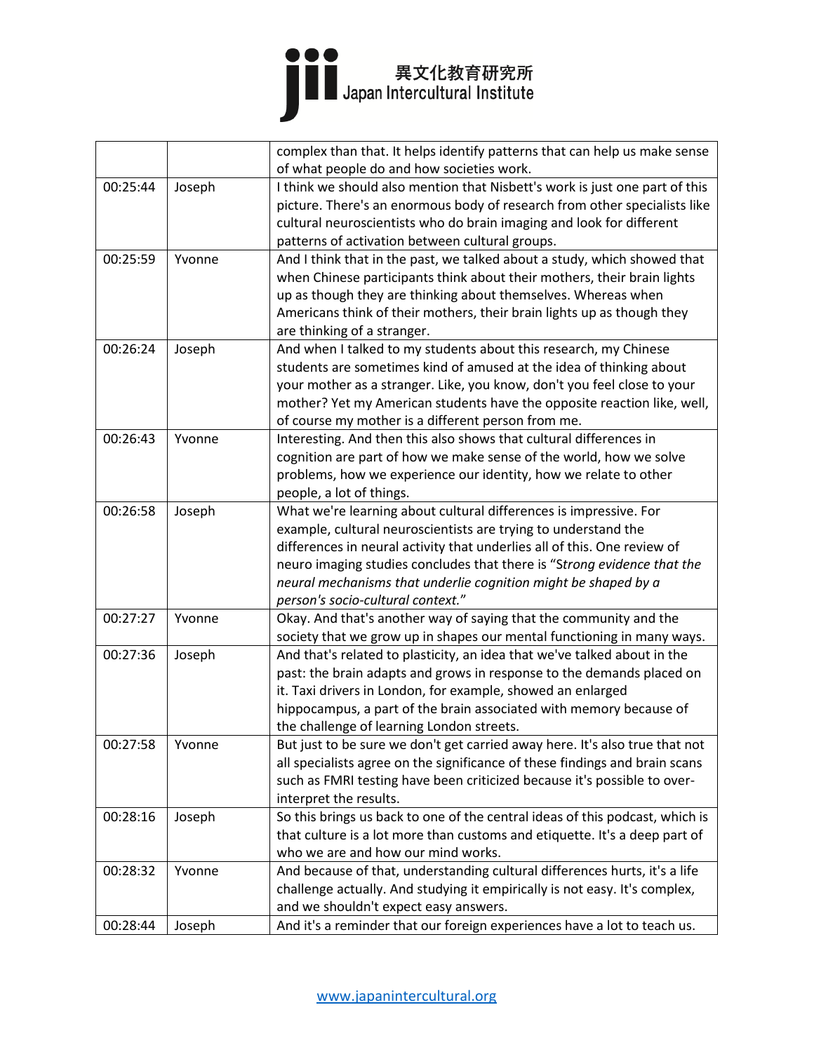| | | complex than that. It helps identify patterns that can help us make sense of what people do and how societies work. |
|---|---|---|
| 00:25:44 | Joseph | I think we should also mention that Nisbett's work is just one part of this picture. There's an enormous body of research from other specialists like cultural neuroscientists who do brain imaging and look for different patterns of activation between cultural groups. |
| 00:25:59 | Yvonne | And I think that in the past, we talked about a study, which showed that when Chinese participants think about their mothers, their brain lights up as though they are thinking about themselves. Whereas when Americans think of their mothers, their brain lights up as though they are thinking of a stranger. |
| 00:26:24 | Joseph | And when I talked to my students about this research, my Chinese students are sometimes kind of amused at the idea of thinking about your mother as a stranger. Like, you know, don't you feel close to your mother? Yet my American students have the opposite reaction like, well, of course my mother is a different person from me. |
| 00:26:43 | Yvonne | Interesting. And then this also shows that cultural differences in cognition are part of how we make sense of the world, how we solve problems, how we experience our identity, how we relate to other people, a lot of things. |
| 00:26:58 | Joseph | What we're learning about cultural differences is impressive. For example, cultural neuroscientists are trying to understand the differences in neural activity that underlies all of this. One review of neuro imaging studies concludes that there is "*Strong evidence that the neural mechanisms that underlie cognition might be shaped by a person's socio-cultural context.*" |
| 00:27:27 | Yvonne | Okay. And that's another way of saying that the community and the society that we grow up in shapes our mental functioning in many ways. |
| 00:27:36 | Joseph | And that's related to plasticity, an idea that we've talked about in the past: the brain adapts and grows in response to the demands placed on it. Taxi drivers in London, for example, showed an enlarged hippocampus, a part of the brain associated with memory because of the challenge of learning London streets. |
| 00:27:58 | Yvonne | But just to be sure we don't get carried away here. It's also true that not all specialists agree on the significance of these findings and brain scans such as FMRI testing have been criticized because it's possible to over-interpret the results. |
| 00:28:16 | Joseph | So this brings us back to one of the central ideas of this podcast, which is that culture is a lot more than customs and etiquette. It's a deep part of who we are and how our mind works. |
| 00:28:32 | Yvonne | And because of that, understanding cultural differences hurts, it's a life challenge actually. And studying it empirically is not easy. It's complex, and we shouldn't expect easy answers. |
| 00:28:44 | Joseph | And it's a reminder that our foreign experiences have a lot to teach us. |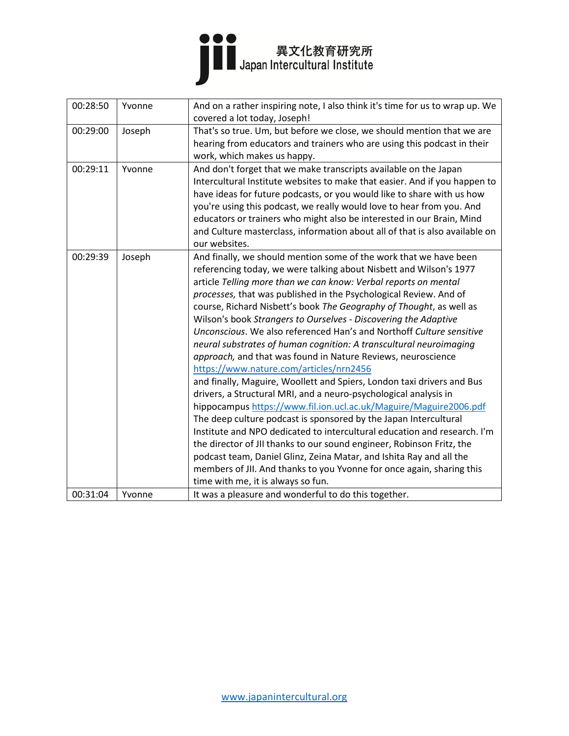| | | |
|---|---|---|
| 00:28:50 | Yvonne | And on a rather inspiring note, I also think it's time for us to wrap up. We covered a lot today, Joseph! |
| 00:29:00 | Joseph | That's so true. Um, but before we close, we should mention that we are hearing from educators and trainers who are using this podcast in their work, which makes us happy. |
| 00:29:11 | Yvonne | And don't forget that we make transcripts available on the Japan Intercultural Institute websites to make that easier. And if you happen to have ideas for future podcasts, or you would like to share with us how you're using this podcast, we really would love to hear from you. And educators or trainers who might also be interested in our Brain, Mind and Culture masterclass, information about all of that is also available on our websites. |
| 00:29:39 | Joseph | And finally, we should mention some of the work that we have been referencing today, we were talking about Nisbett and Wilson's 1977 article *Telling more than we can know: Verbal reports on mental processes,* that was published in the Psychological Review. And of course, Richard Nisbett's book *The Geography of Thought*, as well as Wilson's book *Strangers to Ourselves - Discovering the Adaptive Unconscious*. We also referenced Han's and Northoff *Culture sensitive neural substrates of human cognition: A transcultural neuroimaging approach,* and that was found in Nature Reviews, neuroscience https://www.nature.com/articles/nrn2456 and finally, Maguire, Woollett and Spiers, London taxi drivers and Bus drivers, a Structural MRI, and a neuro-psychological analysis in hippocampus https://www.fil.ion.ucl.ac.uk/Maguire/Maguire2006.pdf The deep culture podcast is sponsored by the Japan Intercultural Institute and NPO dedicated to intercultural education and research. I'm the director of JII thanks to our sound engineer, Robinson Fritz, the podcast team, Daniel Glinz, Zeina Matar, and Ishita Ray and all the members of JII. And thanks to you Yvonne for once again, sharing this time with me, it is always so fun. |
| 00:31:04 | Yvonne | It was a pleasure and wonderful to do this together. |